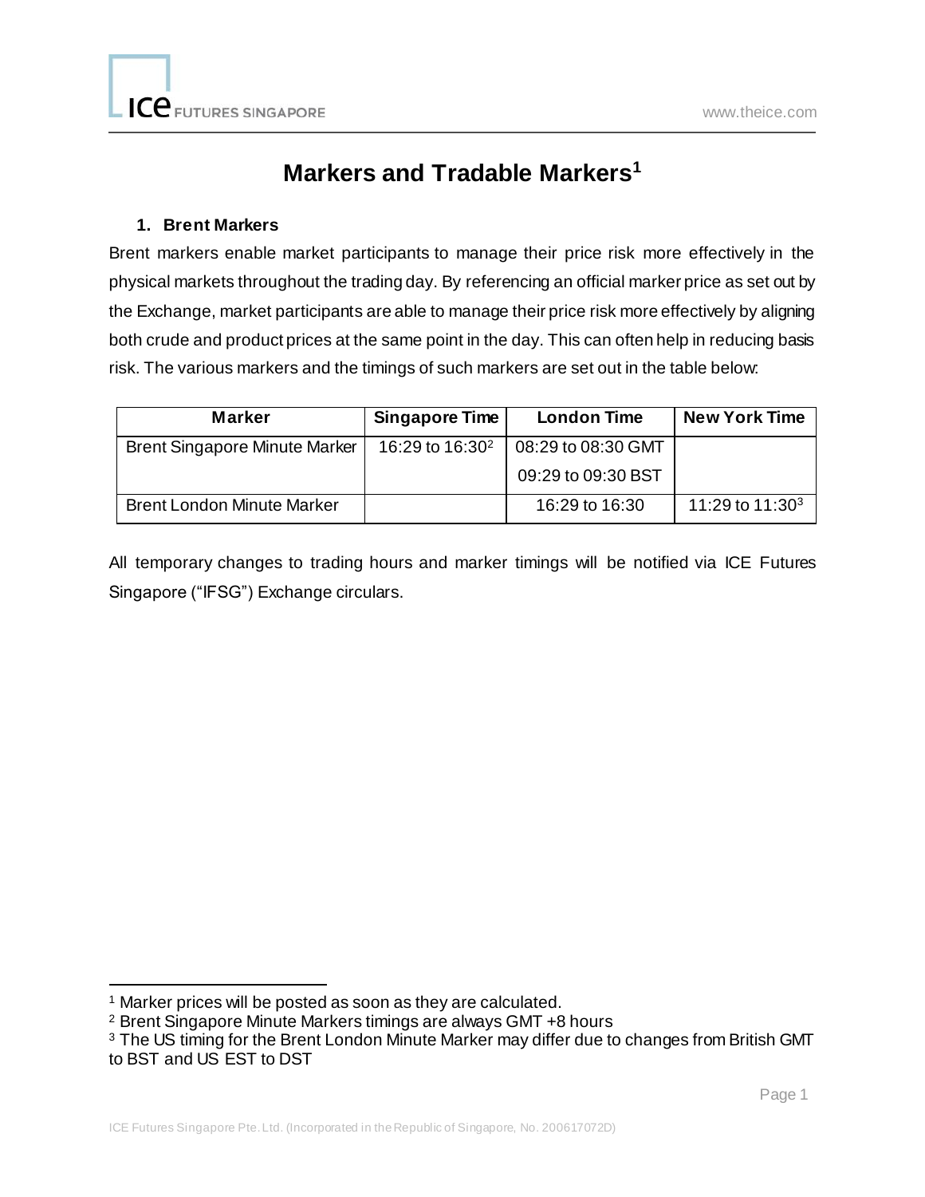# Markers and Tradable Markers[1]

### 1. Brent Markers

Brent markers enable market participants to manage their price risk more effectively in the physical markets throughout the trading day. By referencing an official marker price as set out by the Exchange, market participants are able to manage their price risk more effectively by aligning both crude and product prices at the same point in the day. This can often help in reducing basis risk. The various markers and the timings of such markers are set out in the table below:

| Marker | Singapore Time | London Time | New York Time |
|---|---|---|---|
| Brent Singapore Minute Marker | 16:29 to 16:30[2] | 08:29 to 08:30 GMT<br>09:29 to 09:30 BST | |
| Brent London Minute Marker | | 16:29 to 16:30 | 11:29 to 11:30[3] |

All temporary changes to trading hours and marker timings will be notified via ICE Futures Singapore ("IFSG") Exchange circulars.

[1] Marker prices will be posted as soon as they are calculated.

[2] Brent Singapore Minute Markers timings are always GMT +8 hours

[3] The US timing for the Brent London Minute Marker may differ due to changes from British GMT to BST and US EST to DST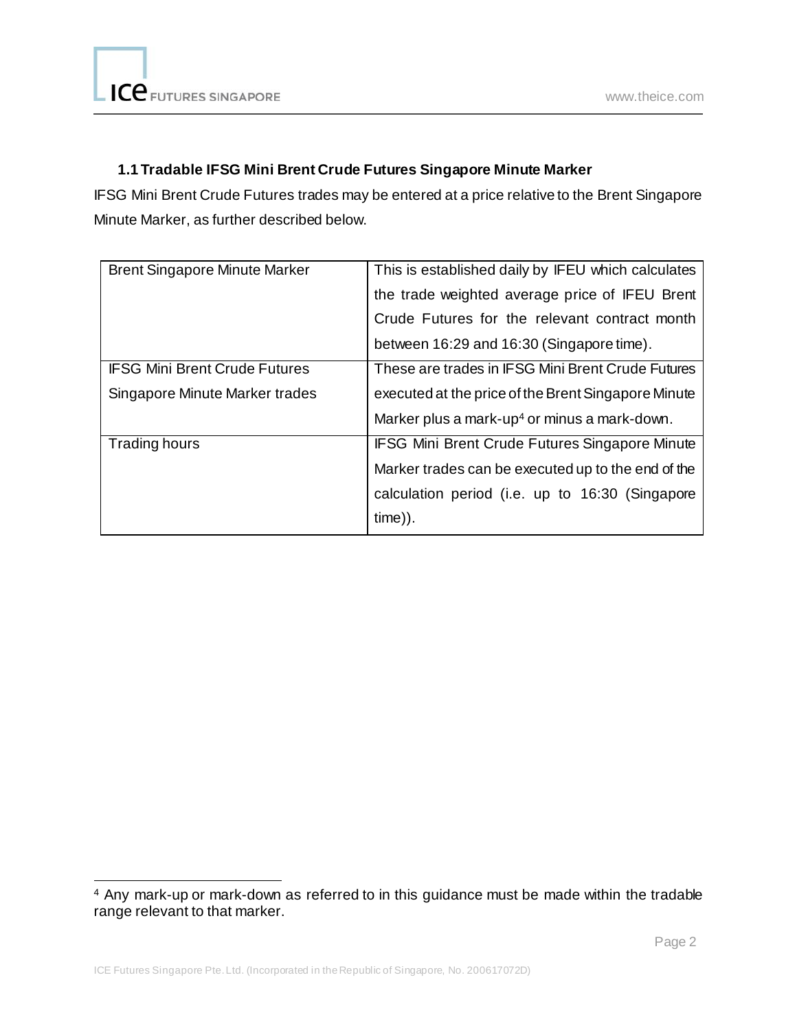### 1.1 Tradable IFSG Mini Brent Crude Futures Singapore Minute Marker

IFSG Mini Brent Crude Futures trades may be entered at a price relative to the Brent Singapore Minute Marker, as further described below.

| | |
|---|---|
| Brent Singapore Minute Marker | This is established daily by IFEU which calculates the trade weighted average price of IFEU Brent Crude Futures for the relevant contract month between 16:29 and 16:30 (Singapore time). |
| IFSG Mini Brent Crude Futures Singapore Minute Marker trades | These are trades in IFSG Mini Brent Crude Futures executed at the price of the Brent Singapore Minute Marker plus a mark-up[4] or minus a mark-down. |
| Trading hours | IFSG Mini Brent Crude Futures Singapore Minute Marker trades can be executed up to the end of the calculation period (i.e. up to 16:30 (Singapore time)). |

[4] Any mark-up or mark-down as referred to in this guidance must be made within the tradable range relevant to that marker.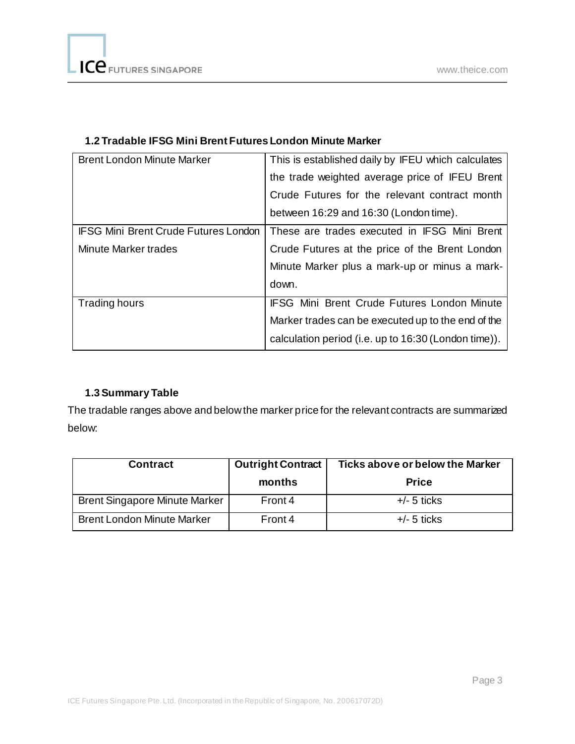### 1.2 Tradable IFSG Mini Brent Futures London Minute Marker

| | |
|---|---|
| Brent London Minute Marker | This is established daily by IFEU which calculates the trade weighted average price of IFEU Brent Crude Futures for the relevant contract month between 16:29 and 16:30 (London time). |
| IFSG Mini Brent Crude Futures London Minute Marker trades | These are trades executed in IFSG Mini Brent Crude Futures at the price of the Brent London Minute Marker plus a mark-up or minus a mark-down. |
| Trading hours | IFSG Mini Brent Crude Futures London Minute Marker trades can be executed up to the end of the calculation period (i.e. up to 16:30 (London time)). |

### 1.3 Summary Table

The tradable ranges above and below the marker price for the relevant contracts are summarized below:

| Contract | Outright Contract months | Ticks above or below the Marker Price |
|---|---|---|
| Brent Singapore Minute Marker | Front 4 | +/- 5 ticks |
| Brent London Minute Marker | Front 4 | +/- 5 ticks |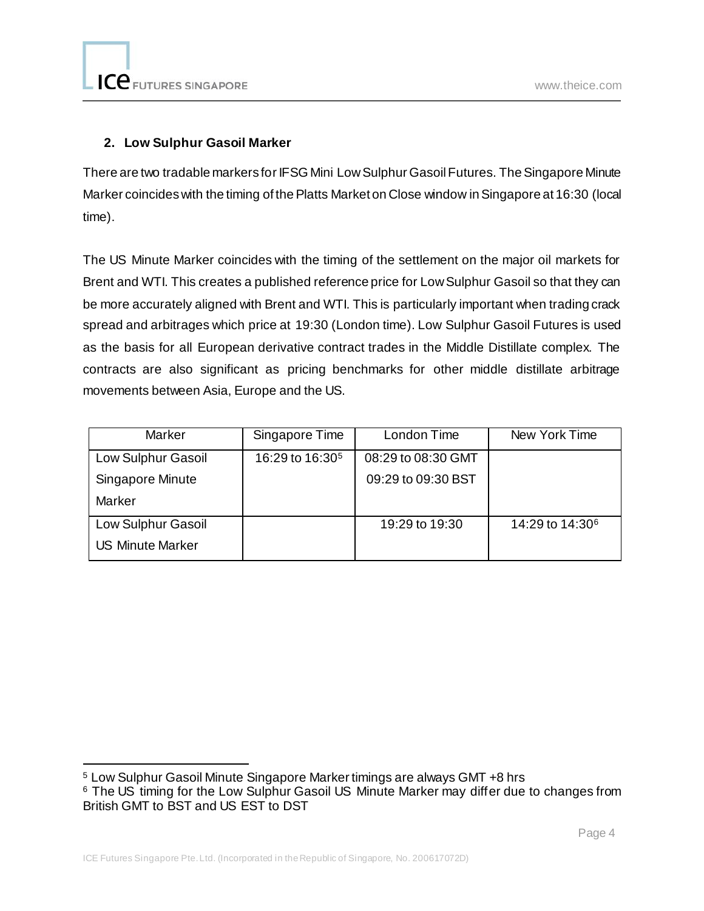## 2. Low Sulphur Gasoil Marker

There are two tradable markers for IFSG Mini Low Sulphur Gasoil Futures. The Singapore Minute Marker coincides with the timing of the Platts Market on Close window in Singapore at 16:30 (local time).

The US Minute Marker coincides with the timing of the settlement on the major oil markets for Brent and WTI. This creates a published reference price for Low Sulphur Gasoil so that they can be more accurately aligned with Brent and WTI. This is particularly important when trading crack spread and arbitrages which price at 19:30 (London time). Low Sulphur Gasoil Futures is used as the basis for all European derivative contract trades in the Middle Distillate complex. The contracts are also significant as pricing benchmarks for other middle distillate arbitrage movements between Asia, Europe and the US.

| Marker | Singapore Time | London Time | New York Time |
| --- | --- | --- | --- |
| Low Sulphur Gasoil Singapore Minute Marker | 16:29 to 16:30[5] | 08:29 to 08:30 GMT<br>09:29 to 09:30 BST | |
| Low Sulphur Gasoil US Minute Marker | | 19:29 to 19:30 | 14:29 to 14:30[6] |

[5] Low Sulphur Gasoil Minute Singapore Marker timings are always GMT +8 hrs

[6] The US timing for the Low Sulphur Gasoil US Minute Marker may differ due to changes from British GMT to BST and US EST to DST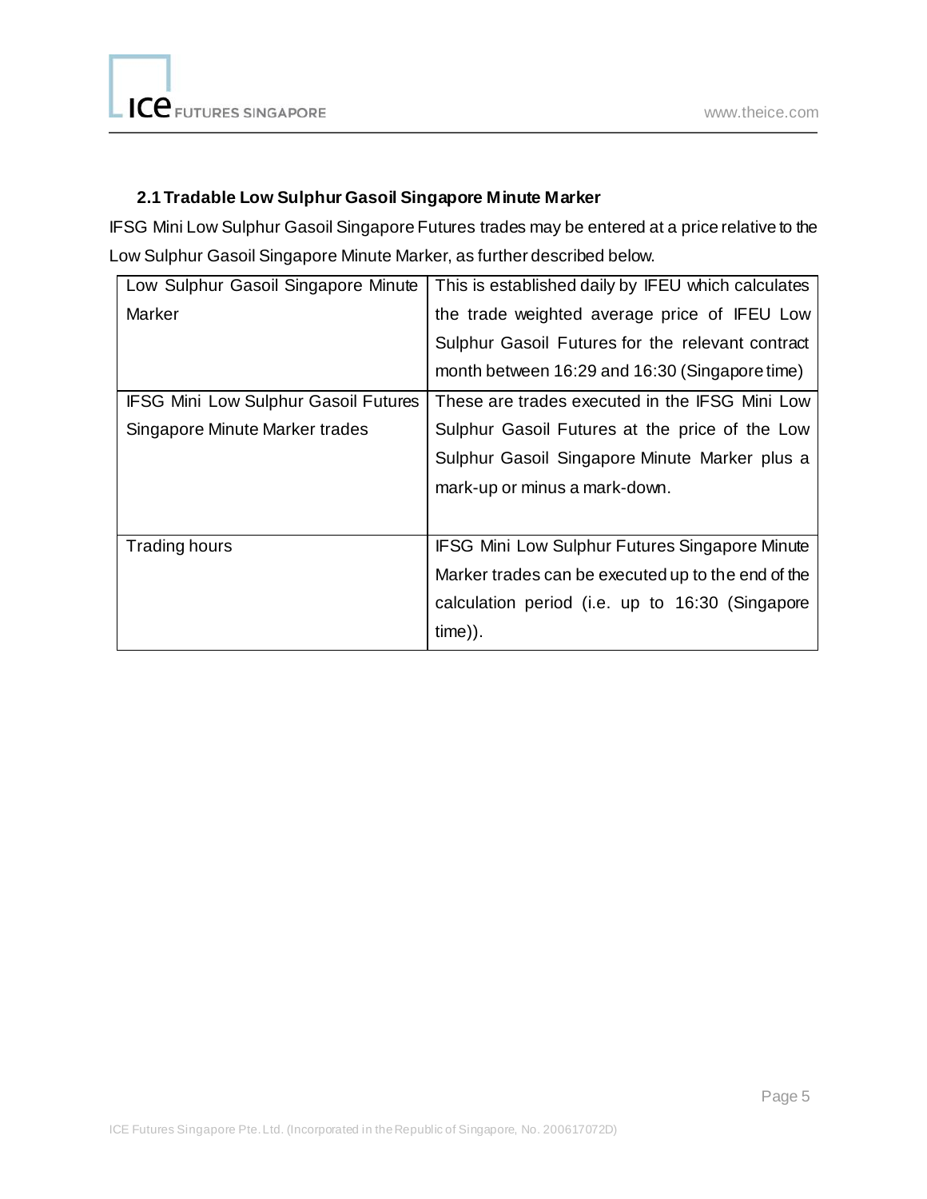### 2.1 Tradable Low Sulphur Gasoil Singapore Minute Marker

IFSG Mini Low Sulphur Gasoil Singapore Futures trades may be entered at a price relative to the Low Sulphur Gasoil Singapore Minute Marker, as further described below.

| | |
|---|---|
| Low Sulphur Gasoil Singapore Minute Marker | This is established daily by IFEU which calculates the trade weighted average price of IFEU Low Sulphur Gasoil Futures for the relevant contract month between 16:29 and 16:30 (Singapore time) |
| IFSG Mini Low Sulphur Gasoil Futures Singapore Minute Marker trades | These are trades executed in the IFSG Mini Low Sulphur Gasoil Futures at the price of the Low Sulphur Gasoil Singapore Minute Marker plus a mark-up or minus a mark-down. |
| Trading hours | IFSG Mini Low Sulphur Futures Singapore Minute Marker trades can be executed up to the end of the calculation period (i.e. up to 16:30 (Singapore time)). |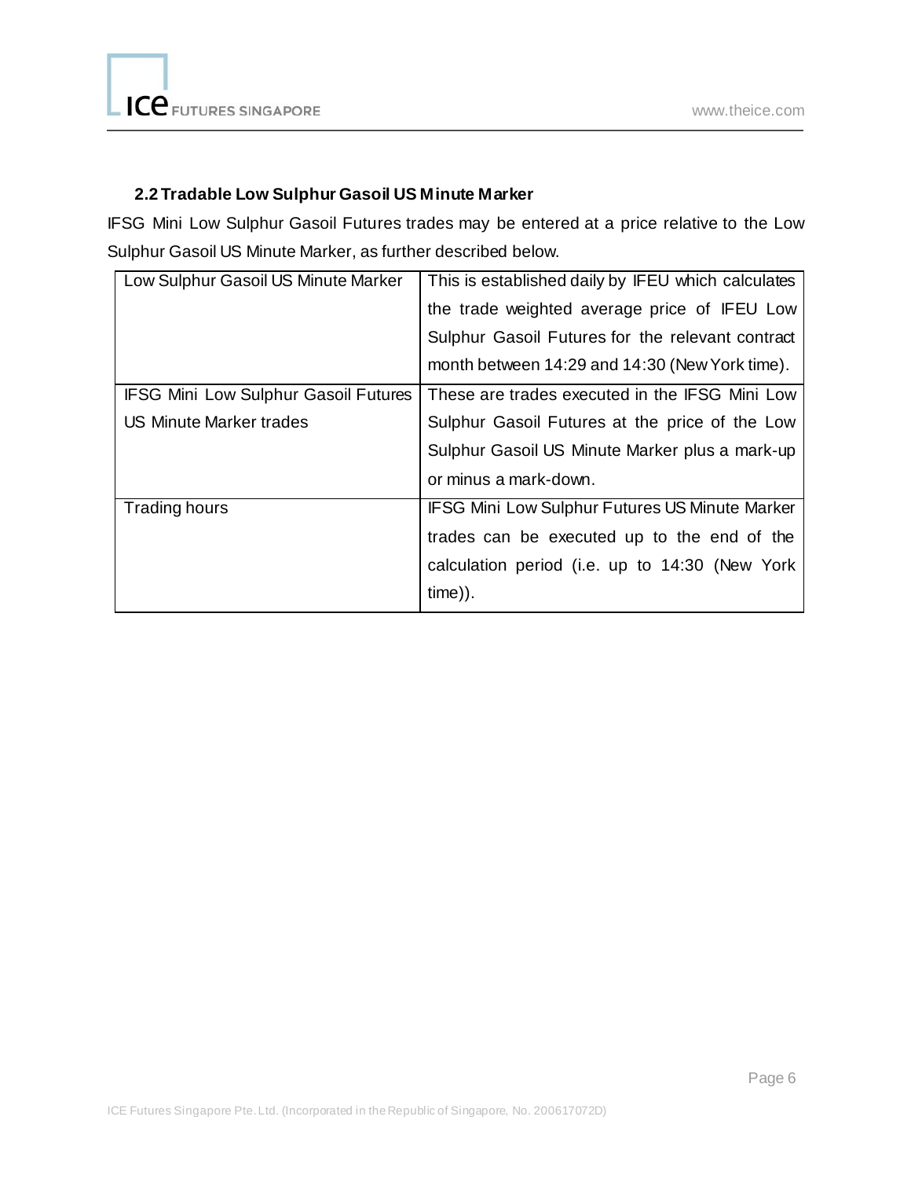### 2.2 Tradable Low Sulphur Gasoil US Minute Marker

IFSG Mini Low Sulphur Gasoil Futures trades may be entered at a price relative to the Low Sulphur Gasoil US Minute Marker, as further described below.

| Low Sulphur Gasoil US Minute Marker | This is established daily by IFEU which calculates the trade weighted average price of IFEU Low Sulphur Gasoil Futures for the relevant contract month between 14:29 and 14:30 (New York time). |
|---|---|
| IFSG Mini Low Sulphur Gasoil Futures US Minute Marker trades | These are trades executed in the IFSG Mini Low Sulphur Gasoil Futures at the price of the Low Sulphur Gasoil US Minute Marker plus a mark-up or minus a mark-down. |
| Trading hours | IFSG Mini Low Sulphur Futures US Minute Marker trades can be executed up to the end of the calculation period (i.e. up to 14:30 (New York time)). |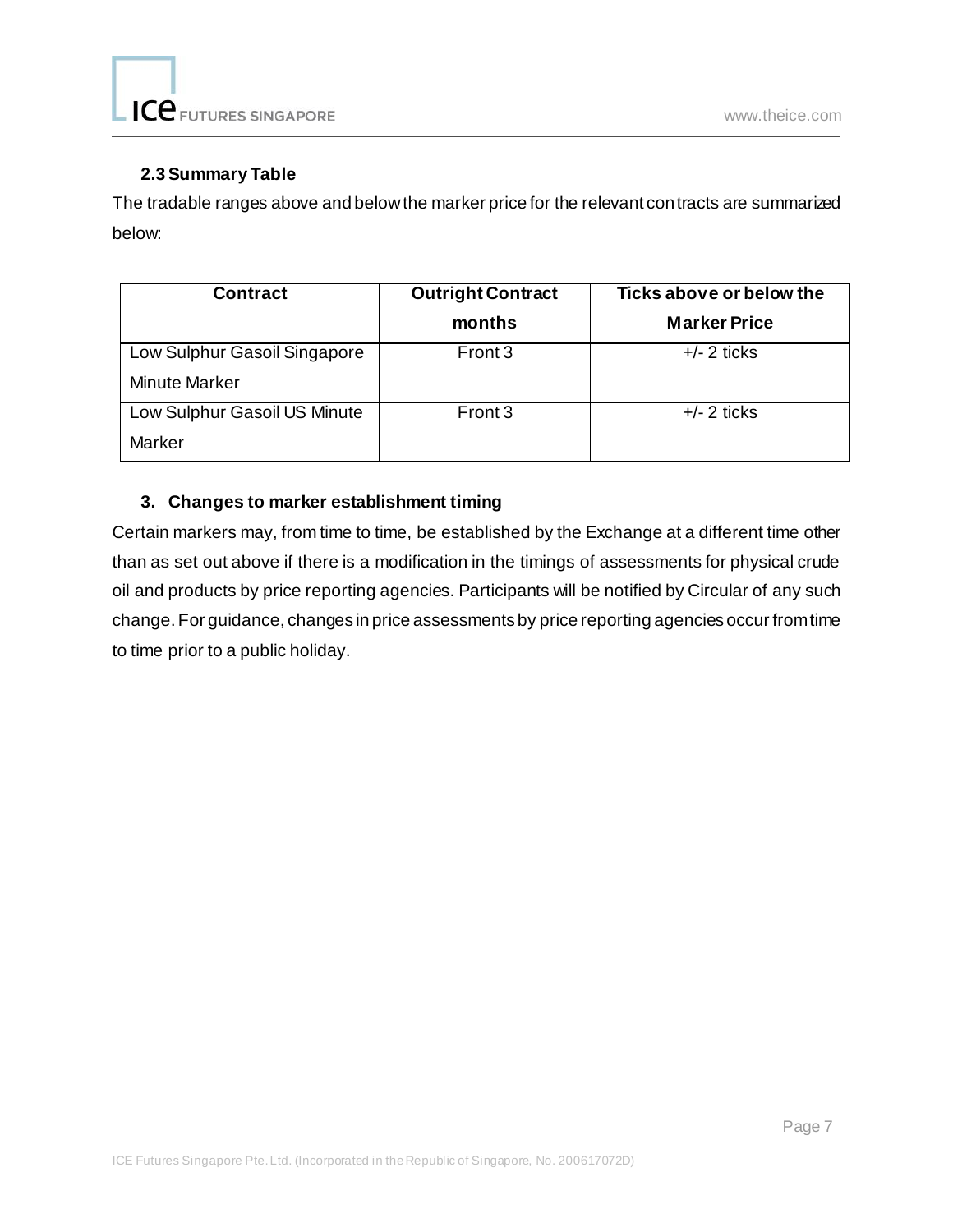### 2.3 Summary Table

The tradable ranges above and below the marker price for the relevant contracts are summarized below:

| Contract | Outright Contract months | Ticks above or below the Marker Price |
|---|---|---|
| Low Sulphur Gasoil Singapore Minute Marker | Front 3 | +/- 2 ticks |
| Low Sulphur Gasoil US Minute Marker | Front 3 | +/- 2 ticks |

## 3. Changes to marker establishment timing

Certain markers may, from time to time, be established by the Exchange at a different time other than as set out above if there is a modification in the timings of assessments for physical crude oil and products by price reporting agencies. Participants will be notified by Circular of any such change. For guidance, changes in price assessments by price reporting agencies occur from time to time prior to a public holiday.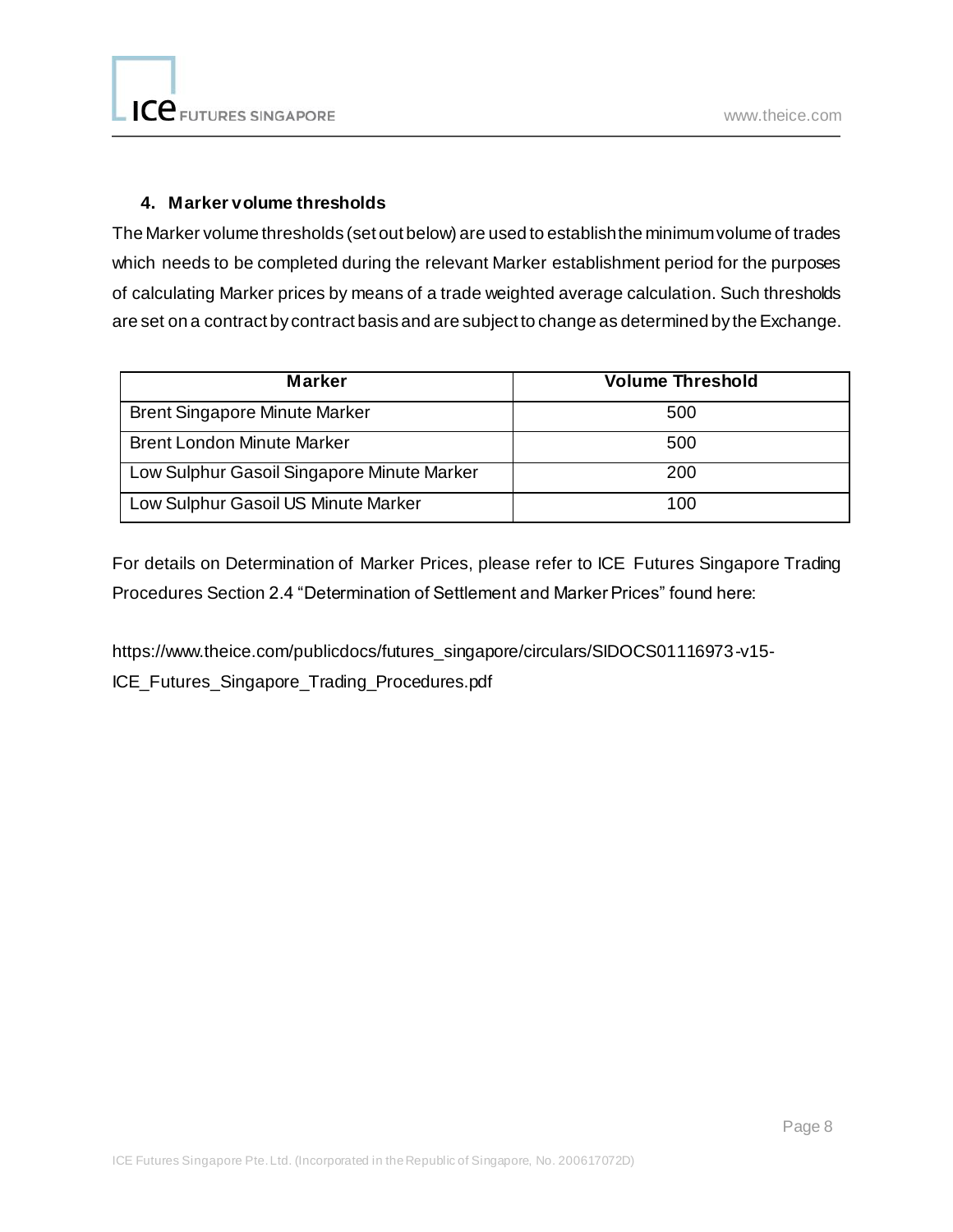## 4. Marker volume thresholds

The Marker volume thresholds (set out below) are used to establish the minimum volume of trades which needs to be completed during the relevant Marker establishment period for the purposes of calculating Marker prices by means of a trade weighted average calculation. Such thresholds are set on a contract by contract basis and are subject to change as determined by the Exchange.

| Marker | Volume Threshold |
|---|---|
| Brent Singapore Minute Marker | 500 |
| Brent London Minute Marker | 500 |
| Low Sulphur Gasoil Singapore Minute Marker | 200 |
| Low Sulphur Gasoil US Minute Marker | 100 |

For details on Determination of Marker Prices, please refer to ICE Futures Singapore Trading Procedures Section 2.4 "Determination of Settlement and Marker Prices" found here:

https://www.theice.com/publicdocs/futures_singapore/circulars/SIDOCS01116973-v15-ICE_Futures_Singapore_Trading_Procedures.pdf